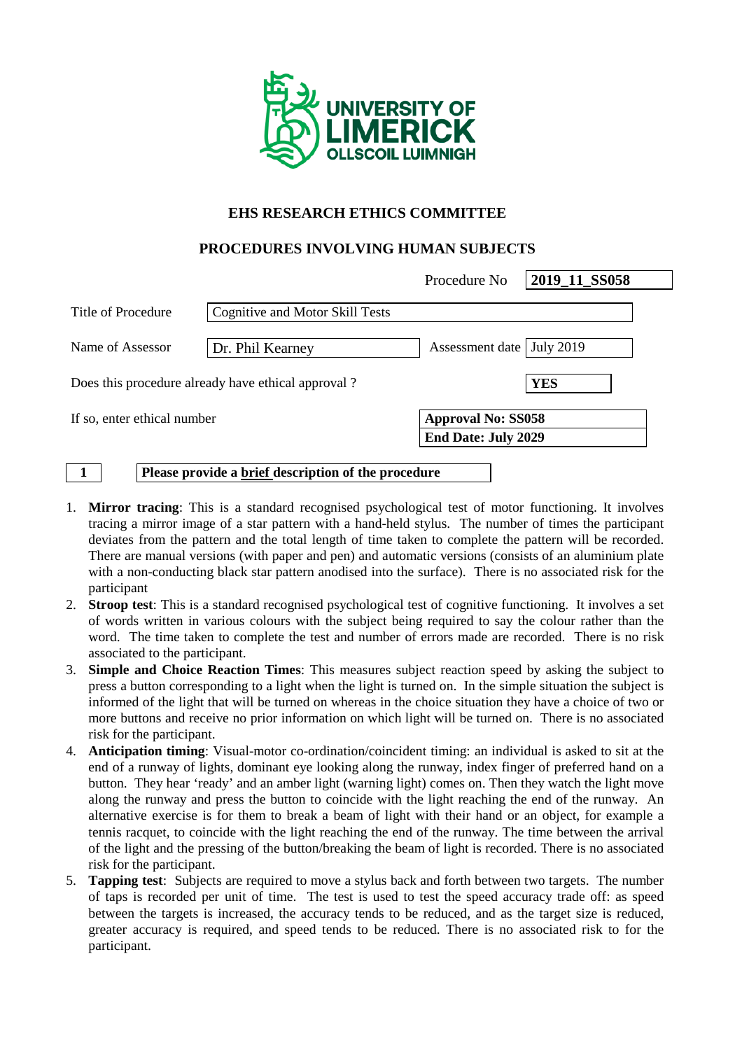**UNIVERSITY OF LIMERICK**
**OLLSCOIL LUIMNIGH**

## EHS RESEARCH ETHICS COMMITTEE

## PROCEDURES INVOLVING HUMAN SUBJECTS

Procedure No **2019_11_SS058**

Title of Procedure: Cognitive and Motor Skill Tests

Name of Assessor: Dr. Phil Kearney

Assessment date: July 2019

Does this procedure already have ethical approval ? **YES**

If so, enter ethical number: **Approval No: SS058**
**End Date: July 2029**

**1** **Please provide a brief description of the procedure**

1. **Mirror tracing**: This is a standard recognised psychological test of motor functioning. It involves tracing a mirror image of a star pattern with a hand-held stylus. The number of times the participant deviates from the pattern and the total length of time taken to complete the pattern will be recorded. There are manual versions (with paper and pen) and automatic versions (consists of an aluminium plate with a non-conducting black star pattern anodised into the surface). There is no associated risk for the participant
2. **Stroop test**: This is a standard recognised psychological test of cognitive functioning. It involves a set of words written in various colours with the subject being required to say the colour rather than the word. The time taken to complete the test and number of errors made are recorded. There is no risk associated to the participant.
3. **Simple and Choice Reaction Times**: This measures subject reaction speed by asking the subject to press a button corresponding to a light when the light is turned on. In the simple situation the subject is informed of the light that will be turned on whereas in the choice situation they have a choice of two or more buttons and receive no prior information on which light will be turned on. There is no associated risk for the participant.
4. **Anticipation timing**: Visual-motor co-ordination/coincident timing: an individual is asked to sit at the end of a runway of lights, dominant eye looking along the runway, index finger of preferred hand on a button. They hear 'ready' and an amber light (warning light) comes on. Then they watch the light move along the runway and press the button to coincide with the light reaching the end of the runway. An alternative exercise is for them to break a beam of light with their hand or an object, for example a tennis racquet, to coincide with the light reaching the end of the runway. The time between the arrival of the light and the pressing of the button/breaking the beam of light is recorded. There is no associated risk for the participant.
5. **Tapping test**: Subjects are required to move a stylus back and forth between two targets. The number of taps is recorded per unit of time. The test is used to test the speed accuracy trade off: as speed between the targets is increased, the accuracy tends to be reduced, and as the target size is reduced, greater accuracy is required, and speed tends to be reduced. There is no associated risk to for the participant.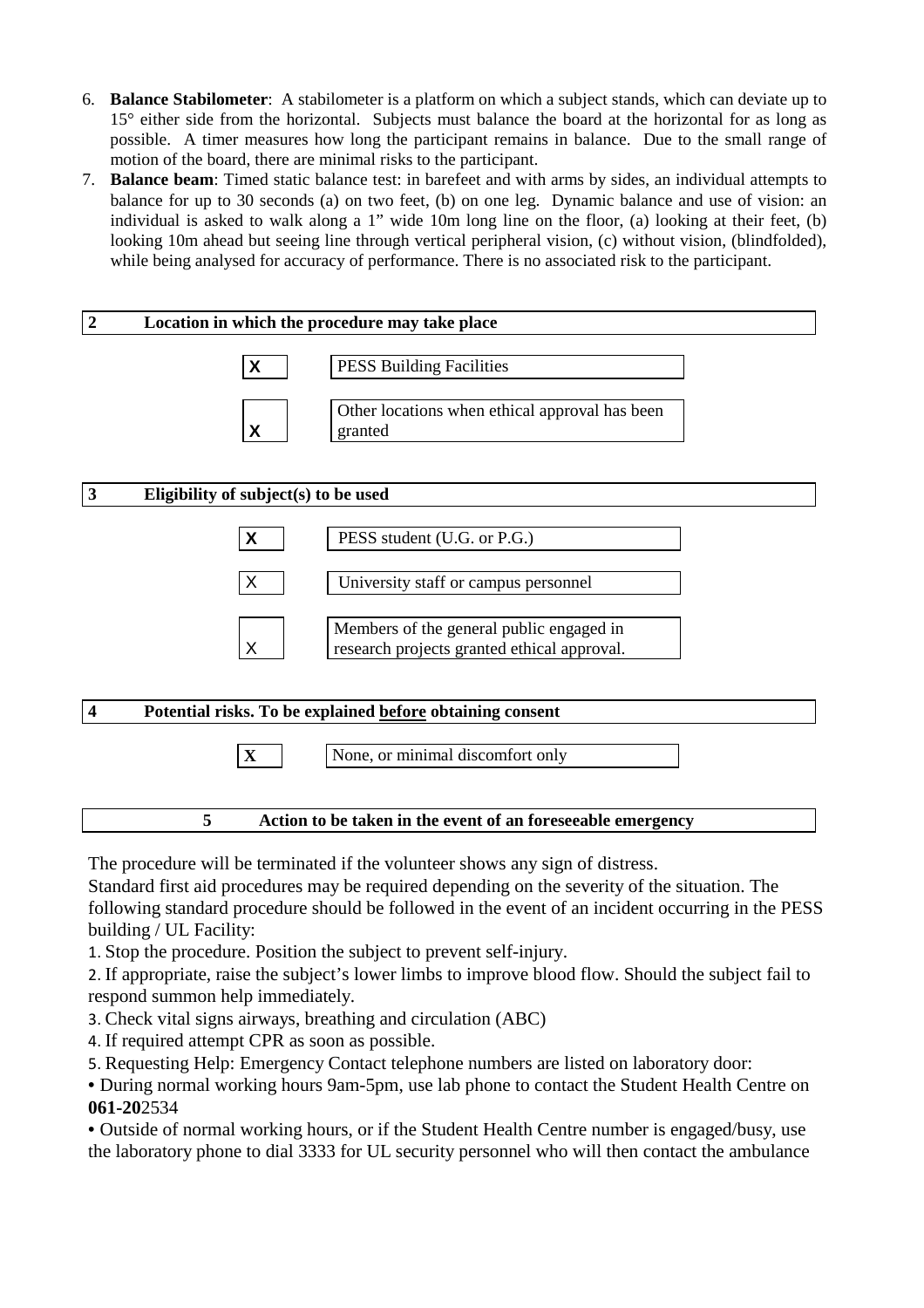6. **Balance Stabilometer**: A stabilometer is a platform on which a subject stands, which can deviate up to 15° either side from the horizontal. Subjects must balance the board at the horizontal for as long as possible. A timer measures how long the participant remains in balance. Due to the small range of motion of the board, there are minimal risks to the participant.
7. **Balance beam**: Timed static balance test: in barefeet and with arms by sides, an individual attempts to balance for up to 30 seconds (a) on two feet, (b) on one leg. Dynamic balance and use of vision: an individual is asked to walk along a 1" wide 10m long line on the floor, (a) looking at their feet, (b) looking 10m ahead but seeing line through vertical peripheral vision, (c) without vision, (blindfolded), while being analysed for accuracy of performance. There is no associated risk to the participant.

## 2 Location in which the procedure may take place

| | |
|---|---|
| X | PESS Building Facilities |
| X | Other locations when ethical approval has been granted |

## 3 Eligibility of subject(s) to be used

| | |
|---|---|
| X | PESS student (U.G. or P.G.) |
| X | University staff or campus personnel |
| X | Members of the general public engaged in research projects granted ethical approval. |

## 4 Potential risks. To be explained before obtaining consent

| | |
|---|---|
| X | None, or minimal discomfort only |

## 5 Action to be taken in the event of an foreseeable emergency

The procedure will be terminated if the volunteer shows any sign of distress.

Standard first aid procedures may be required depending on the severity of the situation. The following standard procedure should be followed in the event of an incident occurring in the PESS building / UL Facility:

1. Stop the procedure. Position the subject to prevent self-injury.
2. If appropriate, raise the subject's lower limbs to improve blood flow. Should the subject fail to respond summon help immediately.
3. Check vital signs airways, breathing and circulation (ABC)
4. If required attempt CPR as soon as possible.
5. Requesting Help: Emergency Contact telephone numbers are listed on laboratory door:

- During normal working hours 9am-5pm, use lab phone to contact the Student Health Centre on **061-20**2534
- Outside of normal working hours, or if the Student Health Centre number is engaged/busy, use the laboratory phone to dial 3333 for UL security personnel who will then contact the ambulance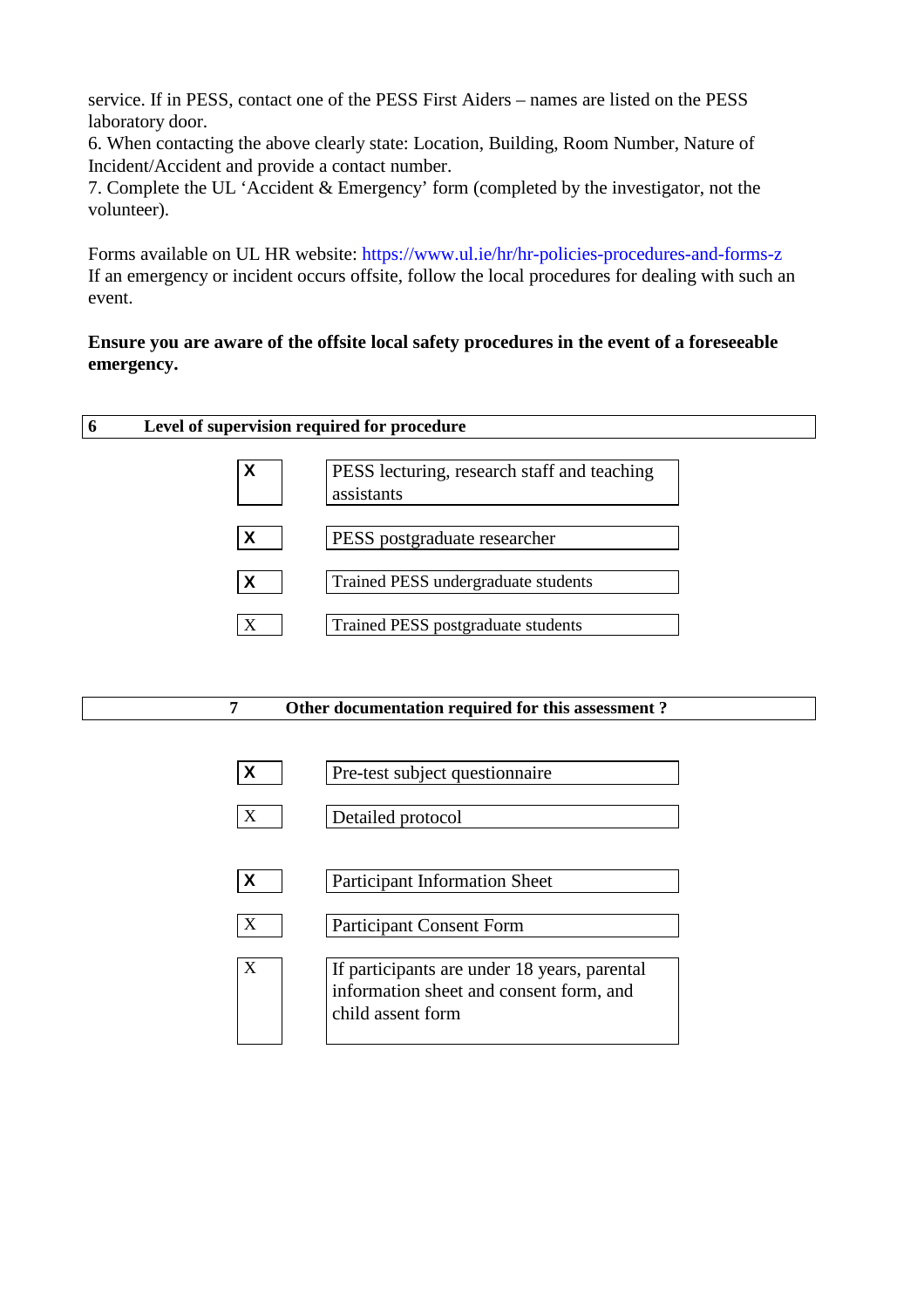service. If in PESS, contact one of the PESS First Aiders – names are listed on the PESS laboratory door.
6. When contacting the above clearly state: Location, Building, Room Number, Nature of Incident/Accident and provide a contact number.
7. Complete the UL 'Accident & Emergency' form (completed by the investigator, not the volunteer).

Forms available on UL HR website: https://www.ul.ie/hr/hr-policies-procedures-and-forms-z
If an emergency or incident occurs offsite, follow the local procedures for dealing with such an event.

**Ensure you are aware of the offsite local safety procedures in the event of a foreseeable emergency.**

## 6 Level of supervision required for procedure

| | |
|---|---|
| X | PESS lecturing, research staff and teaching assistants |
| X | PESS postgraduate researcher |
| X | Trained PESS undergraduate students |
| X | Trained PESS postgraduate students |

## 7 Other documentation required for this assessment ?

| | |
|---|---|
| X | Pre-test subject questionnaire |
| X | Detailed protocol |
| X | Participant Information Sheet |
| X | Participant Consent Form |
| X | If participants are under 18 years, parental information sheet and consent form, and child assent form |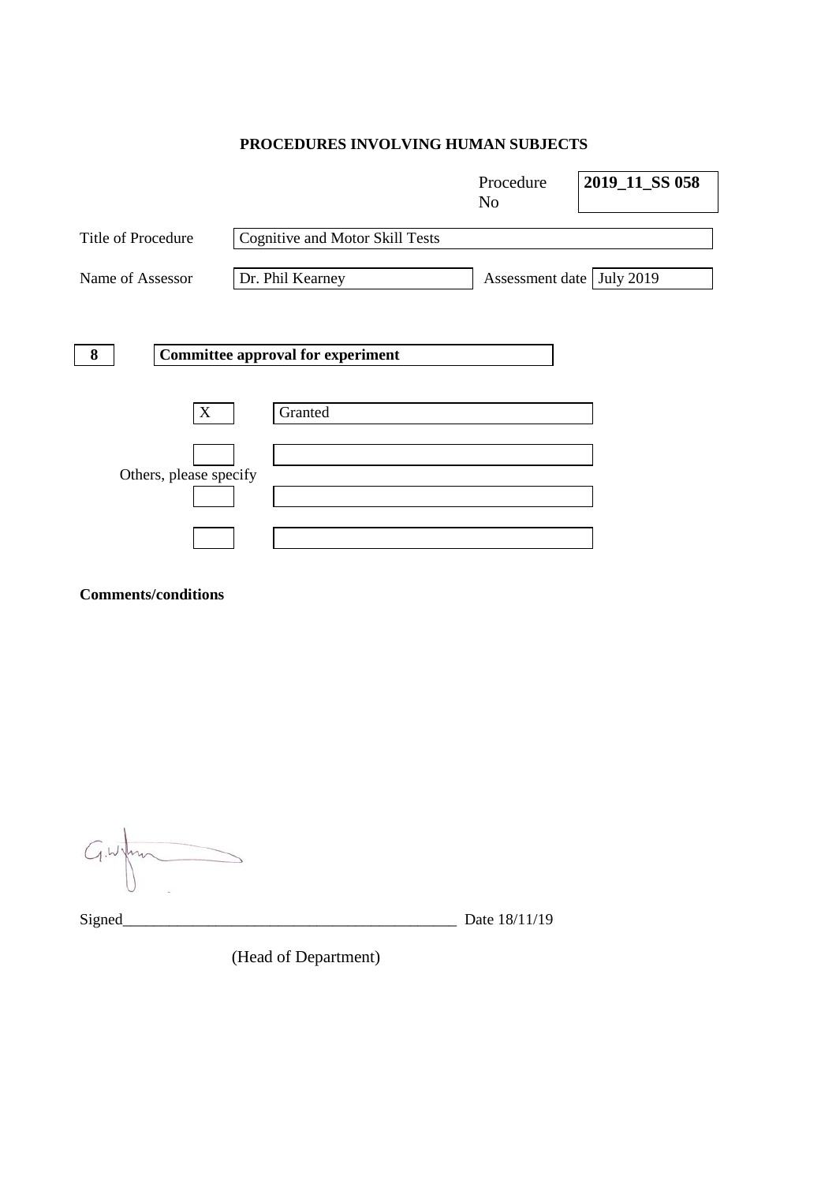**PROCEDURES INVOLVING HUMAN SUBJECTS**

| | |
|---|---|
| Procedure No | **2019_11_SS 058** |

| | | | |
|---|---|---|---|
| Title of Procedure | Cognitive and Motor Skill Tests | | |
| Name of Assessor | Dr. Phil Kearney | Assessment date | July 2019 |

**8** **Committee approval for experiment**

| | |
|---|---|
| X | Granted |
| | |
| Others, please specify | |
| | |

**Comments/conditions**

Signed_____________________________________________ Date 18/11/19

(Head of Department)